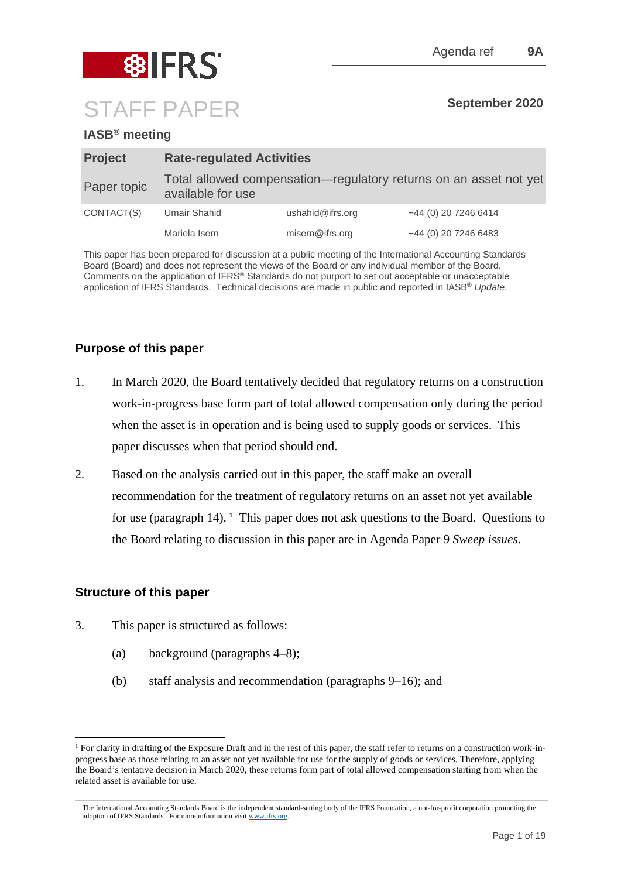Agenda ref **9A**

# STAFF PAPER

**September 2020**

## IASB® meeting

| **Project** | **Rate-regulated Activities** | | |
|---|---|---|---|
| Paper topic | Total allowed compensation—regulatory returns on an asset not yet available for use | | |
| CONTACT(S) | Umair Shahid | ushahid@ifrs.org | +44 (0) 20 7246 6414 |
| | Mariela Isern | misern@ifrs.org | +44 (0) 20 7246 6483 |

This paper has been prepared for discussion at a public meeting of the International Accounting Standards Board (Board) and does not represent the views of the Board or any individual member of the Board. Comments on the application of IFRS® Standards do not purport to set out acceptable or unacceptable application of IFRS Standards. Technical decisions are made in public and reported in IASB® *Update*.

## Purpose of this paper

1. In March 2020, the Board tentatively decided that regulatory returns on a construction work-in-progress base form part of total allowed compensation only during the period when the asset is in operation and is being used to supply goods or services. This paper discusses when that period should end.

2. Based on the analysis carried out in this paper, the staff make an overall recommendation for the treatment of regulatory returns on an asset not yet available for use (paragraph 14).[1] This paper does not ask questions to the Board. Questions to the Board relating to discussion in this paper are in Agenda Paper 9 *Sweep issues*.

## Structure of this paper

3. This paper is structured as follows:
   (a) background (paragraphs 4–8);
   (b) staff analysis and recommendation (paragraphs 9–16); and

[1] For clarity in drafting of the Exposure Draft and in the rest of this paper, the staff refer to returns on a construction work-in-progress base as those relating to an asset not yet available for use for the supply of goods or services. Therefore, applying the Board's tentative decision in March 2020, these returns form part of total allowed compensation starting from when the related asset is available for use.

The International Accounting Standards Board is the independent standard-setting body of the IFRS Foundation, a not-for-profit corporation promoting the adoption of IFRS Standards. For more information visit www.ifrs.org.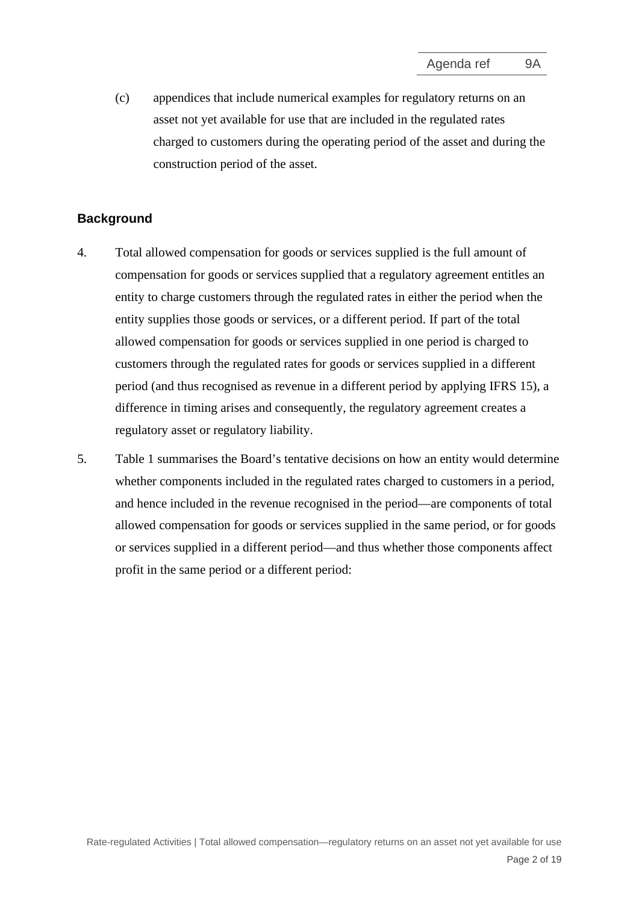(c) appendices that include numerical examples for regulatory returns on an asset not yet available for use that are included in the regulated rates charged to customers during the operating period of the asset and during the construction period of the asset.

## Background

4. Total allowed compensation for goods or services supplied is the full amount of compensation for goods or services supplied that a regulatory agreement entitles an entity to charge customers through the regulated rates in either the period when the entity supplies those goods or services, or a different period. If part of the total allowed compensation for goods or services supplied in one period is charged to customers through the regulated rates for goods or services supplied in a different period (and thus recognised as revenue in a different period by applying IFRS 15), a difference in timing arises and consequently, the regulatory agreement creates a regulatory asset or regulatory liability.

5. Table 1 summarises the Board's tentative decisions on how an entity would determine whether components included in the regulated rates charged to customers in a period, and hence included in the revenue recognised in the period—are components of total allowed compensation for goods or services supplied in the same period, or for goods or services supplied in a different period—and thus whether those components affect profit in the same period or a different period: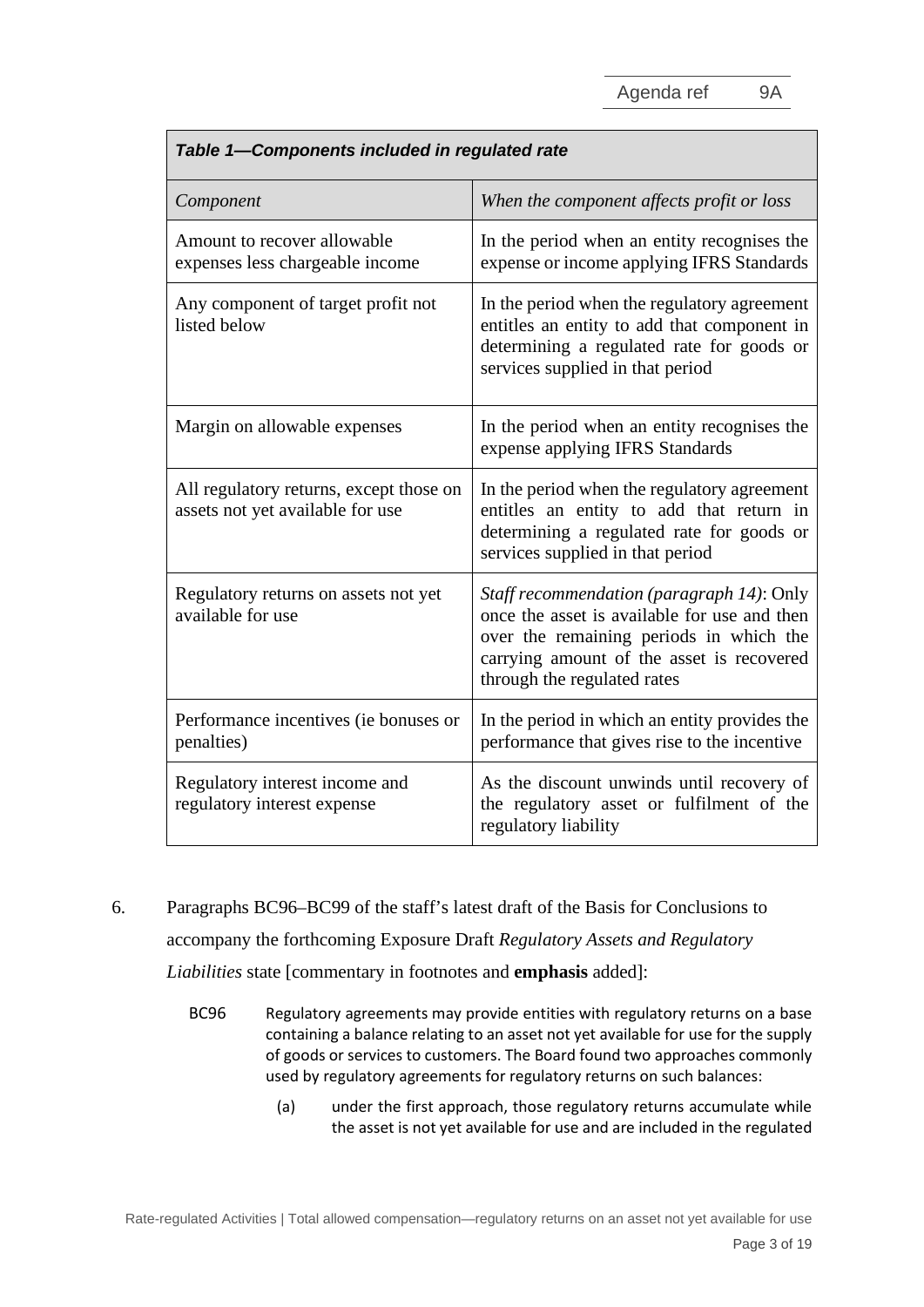| *Table 1—Components included in regulated rate* | |
|---|---|
| *Component* | *When the component affects profit or loss* |
| Amount to recover allowable expenses less chargeable income | In the period when an entity recognises the expense or income applying IFRS Standards |
| Any component of target profit not listed below | In the period when the regulatory agreement entitles an entity to add that component in determining a regulated rate for goods or services supplied in that period |
| Margin on allowable expenses | In the period when an entity recognises the expense applying IFRS Standards |
| All regulatory returns, except those on assets not yet available for use | In the period when the regulatory agreement entitles an entity to add that return in determining a regulated rate for goods or services supplied in that period |
| Regulatory returns on assets not yet available for use | *Staff recommendation (paragraph 14)*: Only once the asset is available for use and then over the remaining periods in which the carrying amount of the asset is recovered through the regulated rates |
| Performance incentives (ie bonuses or penalties) | In the period in which an entity provides the performance that gives rise to the incentive |
| Regulatory interest income and regulatory interest expense | As the discount unwinds until recovery of the regulatory asset or fulfilment of the regulatory liability |

6. Paragraphs BC96–BC99 of the staff's latest draft of the Basis for Conclusions to accompany the forthcoming Exposure Draft *Regulatory Assets and Regulatory Liabilities* state [commentary in footnotes and **emphasis** added]:

   BC96 Regulatory agreements may provide entities with regulatory returns on a base containing a balance relating to an asset not yet available for use for the supply of goods or services to customers. The Board found two approaches commonly used by regulatory agreements for regulatory returns on such balances:

   (a) under the first approach, those regulatory returns accumulate while the asset is not yet available for use and are included in the regulated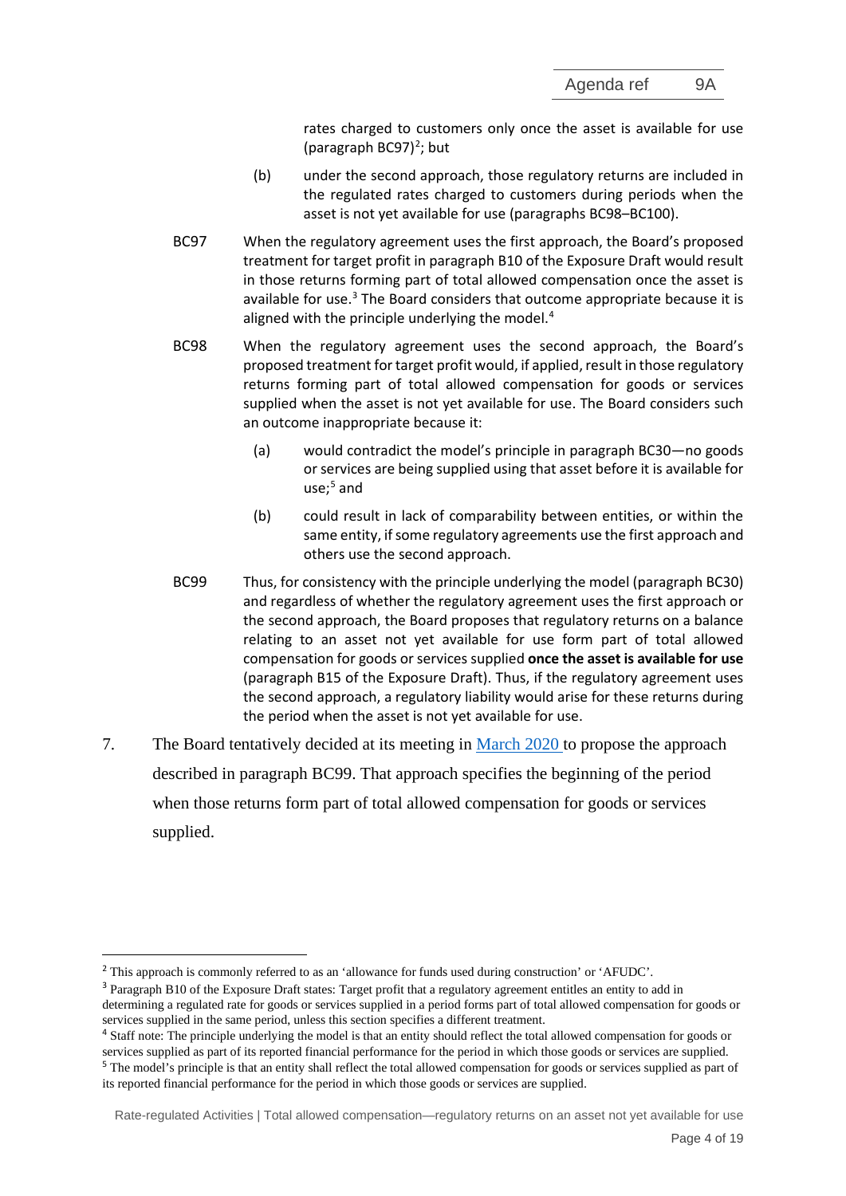rates charged to customers only once the asset is available for use (paragraph BC97)[2]; but

(b) under the second approach, those regulatory returns are included in the regulated rates charged to customers during periods when the asset is not yet available for use (paragraphs BC98–BC100).

BC97 When the regulatory agreement uses the first approach, the Board's proposed treatment for target profit in paragraph B10 of the Exposure Draft would result in those returns forming part of total allowed compensation once the asset is available for use.[3] The Board considers that outcome appropriate because it is aligned with the principle underlying the model.[4]

BC98 When the regulatory agreement uses the second approach, the Board's proposed treatment for target profit would, if applied, result in those regulatory returns forming part of total allowed compensation for goods or services supplied when the asset is not yet available for use. The Board considers such an outcome inappropriate because it:

(a) would contradict the model's principle in paragraph BC30—no goods or services are being supplied using that asset before it is available for use;[5] and

(b) could result in lack of comparability between entities, or within the same entity, if some regulatory agreements use the first approach and others use the second approach.

BC99 Thus, for consistency with the principle underlying the model (paragraph BC30) and regardless of whether the regulatory agreement uses the first approach or the second approach, the Board proposes that regulatory returns on a balance relating to an asset not yet available for use form part of total allowed compensation for goods or services supplied **once the asset is available for use** (paragraph B15 of the Exposure Draft). Thus, if the regulatory agreement uses the second approach, a regulatory liability would arise for these returns during the period when the asset is not yet available for use.

7. The Board tentatively decided at its meeting in March 2020 to propose the approach described in paragraph BC99. That approach specifies the beginning of the period when those returns form part of total allowed compensation for goods or services supplied.

---

[2] This approach is commonly referred to as an 'allowance for funds used during construction' or 'AFUDC'.

[3] Paragraph B10 of the Exposure Draft states: Target profit that a regulatory agreement entitles an entity to add in determining a regulated rate for goods or services supplied in a period forms part of total allowed compensation for goods or services supplied in the same period, unless this section specifies a different treatment.

[4] Staff note: The principle underlying the model is that an entity should reflect the total allowed compensation for goods or services supplied as part of its reported financial performance for the period in which those goods or services are supplied.

[5] The model's principle is that an entity shall reflect the total allowed compensation for goods or services supplied as part of its reported financial performance for the period in which those goods or services are supplied.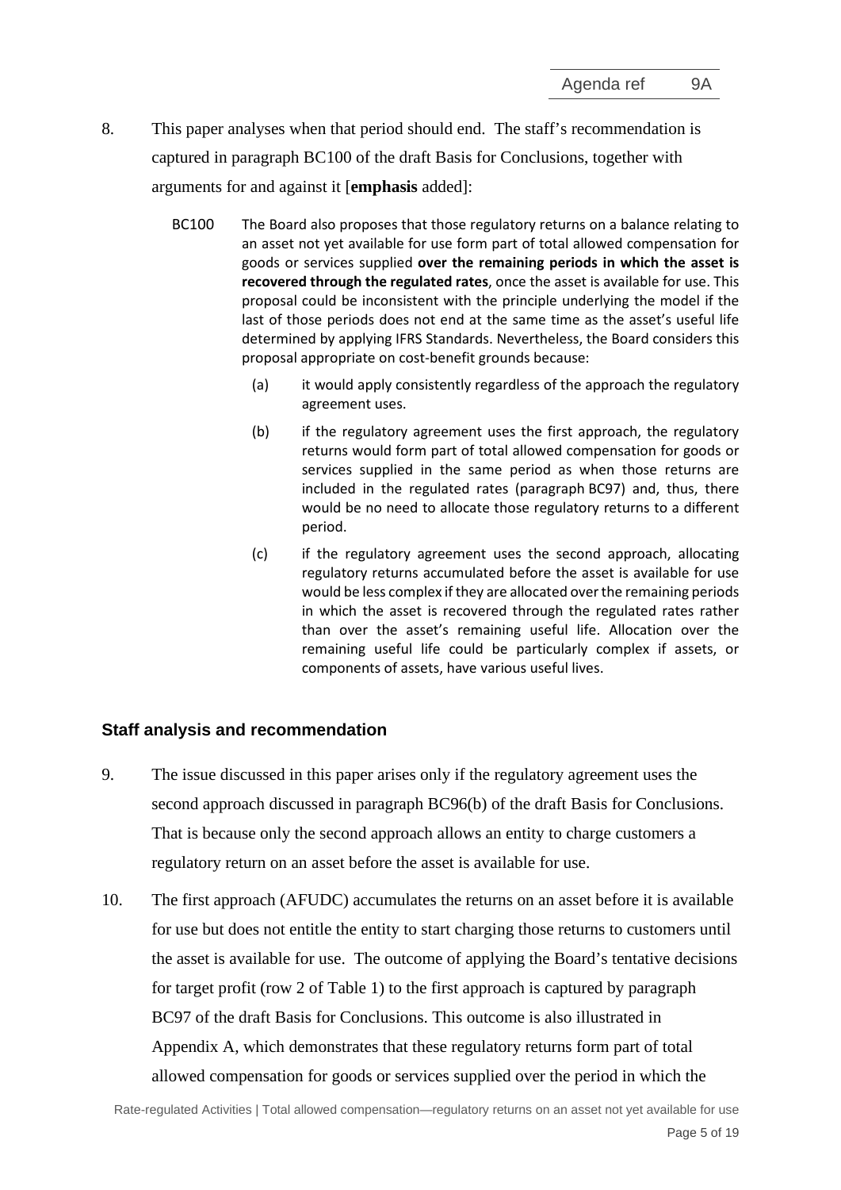8. This paper analyses when that period should end. The staff's recommendation is captured in paragraph BC100 of the draft Basis for Conclusions, together with arguments for and against it [**emphasis** added]:

   > BC100 The Board also proposes that those regulatory returns on a balance relating to an asset not yet available for use form part of total allowed compensation for goods or services supplied **over the remaining periods in which the asset is recovered through the regulated rates**, once the asset is available for use. This proposal could be inconsistent with the principle underlying the model if the last of those periods does not end at the same time as the asset's useful life determined by applying IFRS Standards. Nevertheless, the Board considers this proposal appropriate on cost-benefit grounds because:
   >
   > (a) it would apply consistently regardless of the approach the regulatory agreement uses.
   >
   > (b) if the regulatory agreement uses the first approach, the regulatory returns would form part of total allowed compensation for goods or services supplied in the same period as when those returns are included in the regulated rates (paragraph BC97) and, thus, there would be no need to allocate those regulatory returns to a different period.
   >
   > (c) if the regulatory agreement uses the second approach, allocating regulatory returns accumulated before the asset is available for use would be less complex if they are allocated over the remaining periods in which the asset is recovered through the regulated rates rather than over the asset's remaining useful life. Allocation over the remaining useful life could be particularly complex if assets, or components of assets, have various useful lives.

## Staff analysis and recommendation

9. The issue discussed in this paper arises only if the regulatory agreement uses the second approach discussed in paragraph BC96(b) of the draft Basis for Conclusions. That is because only the second approach allows an entity to charge customers a regulatory return on an asset before the asset is available for use.

10. The first approach (AFUDC) accumulates the returns on an asset before it is available for use but does not entitle the entity to start charging those returns to customers until the asset is available for use. The outcome of applying the Board's tentative decisions for target profit (row 2 of Table 1) to the first approach is captured by paragraph BC97 of the draft Basis for Conclusions. This outcome is also illustrated in Appendix A, which demonstrates that these regulatory returns form part of total allowed compensation for goods or services supplied over the period in which the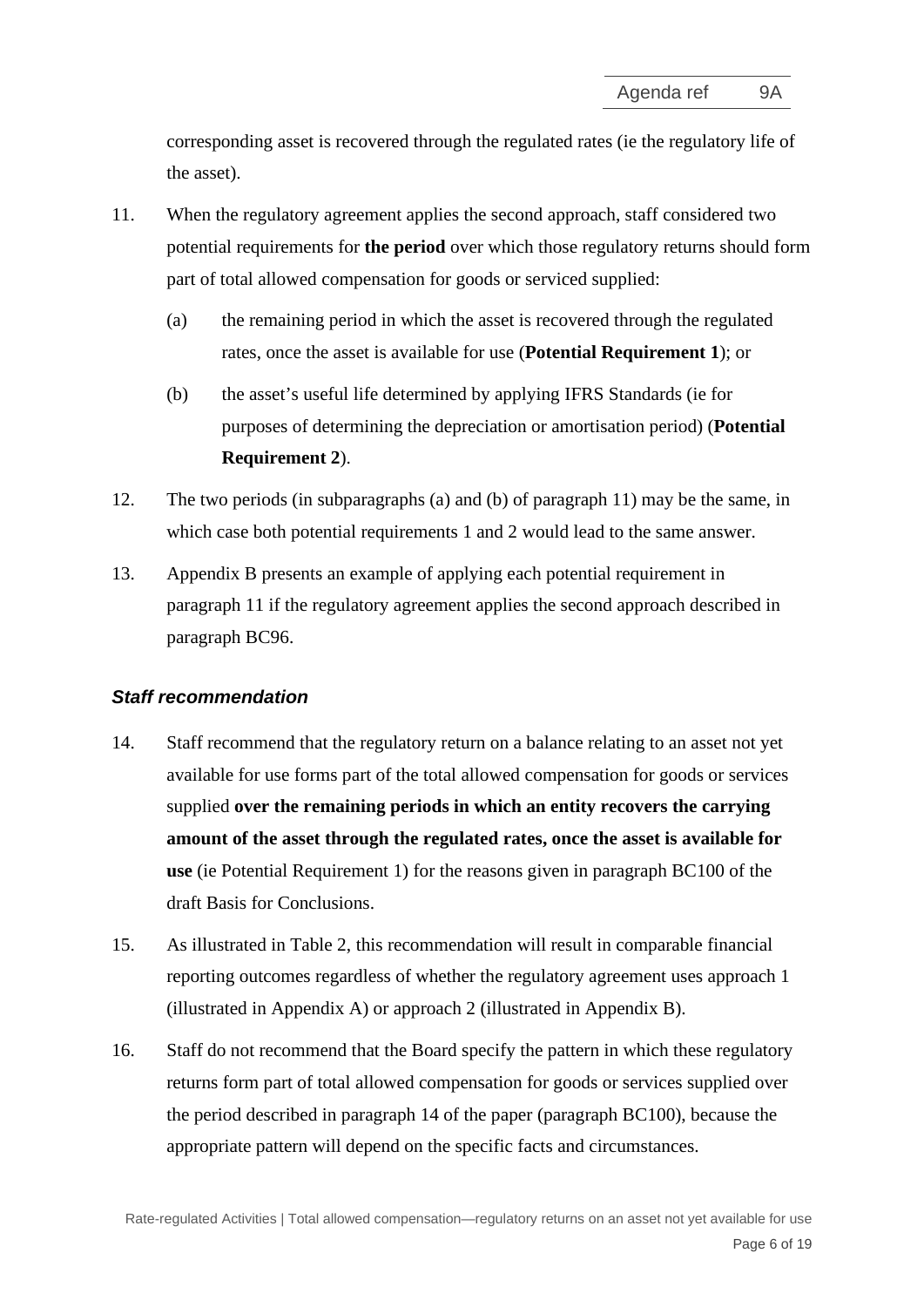corresponding asset is recovered through the regulated rates (ie the regulatory life of the asset).

11. When the regulatory agreement applies the second approach, staff considered two potential requirements for **the period** over which those regulatory returns should form part of total allowed compensation for goods or serviced supplied:

    (a) the remaining period in which the asset is recovered through the regulated rates, once the asset is available for use (**Potential Requirement 1**); or

    (b) the asset's useful life determined by applying IFRS Standards (ie for purposes of determining the depreciation or amortisation period) (**Potential Requirement 2**).

12. The two periods (in subparagraphs (a) and (b) of paragraph 11) may be the same, in which case both potential requirements 1 and 2 would lead to the same answer.

13. Appendix B presents an example of applying each potential requirement in paragraph 11 if the regulatory agreement applies the second approach described in paragraph BC96.

### *Staff recommendation*

14. Staff recommend that the regulatory return on a balance relating to an asset not yet available for use forms part of the total allowed compensation for goods or services supplied **over the remaining periods in which an entity recovers the carrying amount of the asset through the regulated rates, once the asset is available for use** (ie Potential Requirement 1) for the reasons given in paragraph BC100 of the draft Basis for Conclusions.

15. As illustrated in Table 2, this recommendation will result in comparable financial reporting outcomes regardless of whether the regulatory agreement uses approach 1 (illustrated in Appendix A) or approach 2 (illustrated in Appendix B).

16. Staff do not recommend that the Board specify the pattern in which these regulatory returns form part of total allowed compensation for goods or services supplied over the period described in paragraph 14 of the paper (paragraph BC100), because the appropriate pattern will depend on the specific facts and circumstances.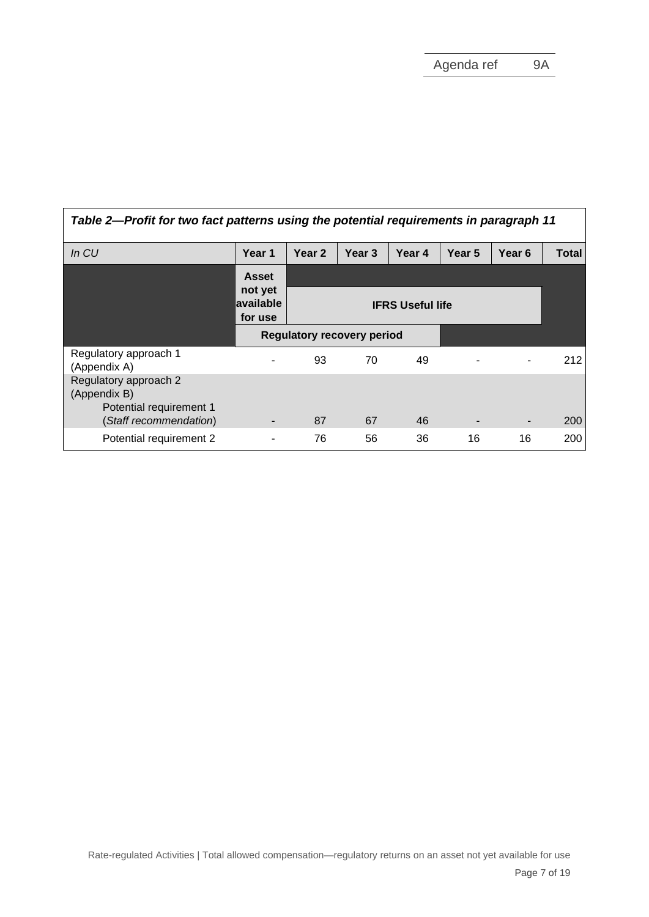***Table 2—Profit for two fact patterns using the potential requirements in paragraph 11***

| *In CU* | Year 1 | Year 2 | Year 3 | Year 4 | Year 5 | Year 6 | Total |
|---|---|---|---|---|---|---|---|
| | **Asset not yet available for use** | **IFRS Useful life** | | | | | |
| | **Regulatory recovery period** | | | | | | |
| Regulatory approach 1 (Appendix A) | - | 93 | 70 | 49 | - | - | 212 |
| Regulatory approach 2 (Appendix B) | | | | | | | |
| Potential requirement 1 (*Staff recommendation*) | - | 87 | 67 | 46 | - | - | 200 |
| Potential requirement 2 | - | 76 | 56 | 36 | 16 | 16 | 200 |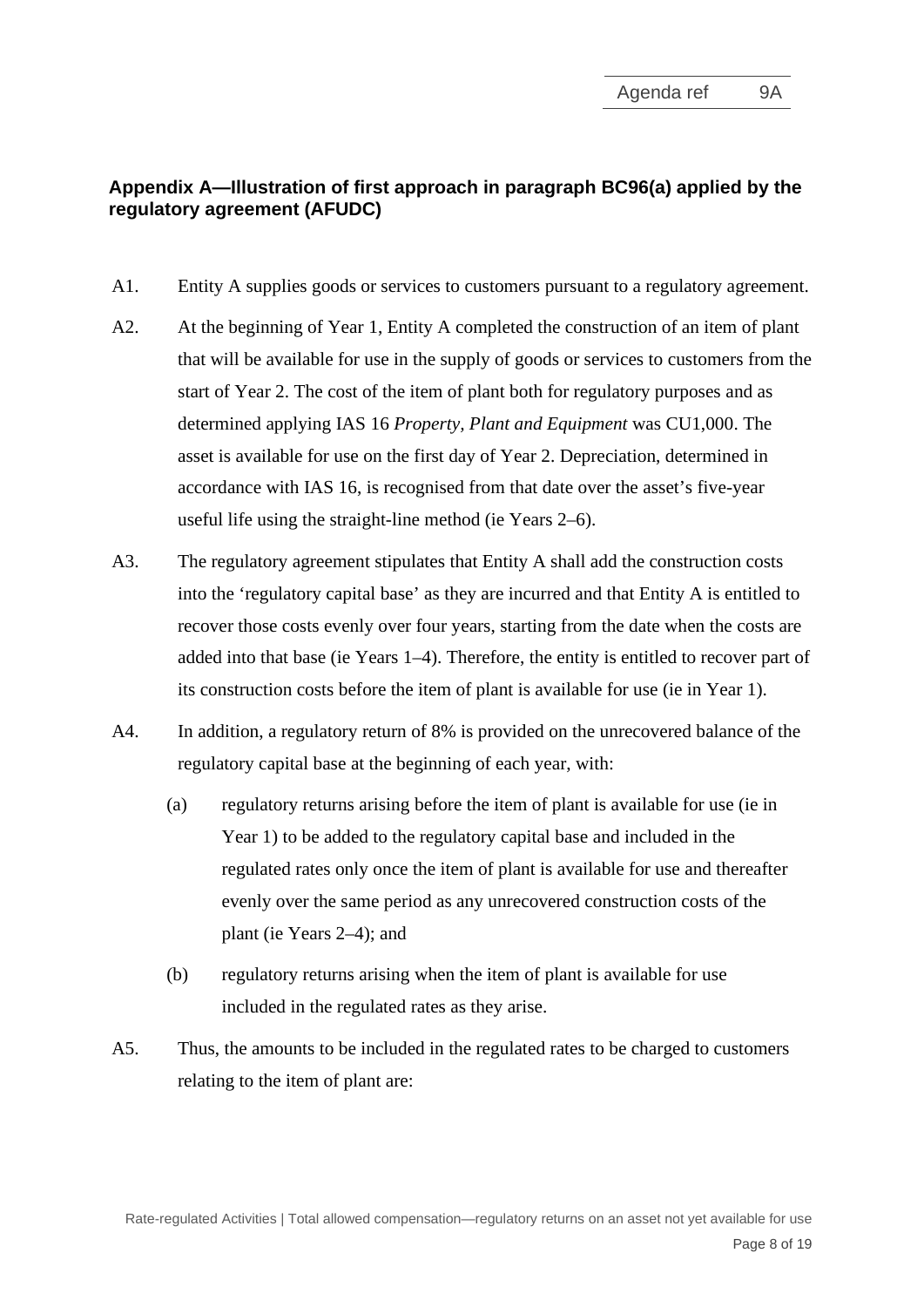## Appendix A—Illustration of first approach in paragraph BC96(a) applied by the regulatory agreement (AFUDC)

A1. Entity A supplies goods or services to customers pursuant to a regulatory agreement.

A2. At the beginning of Year 1, Entity A completed the construction of an item of plant that will be available for use in the supply of goods or services to customers from the start of Year 2. The cost of the item of plant both for regulatory purposes and as determined applying IAS 16 *Property, Plant and Equipment* was CU1,000. The asset is available for use on the first day of Year 2. Depreciation, determined in accordance with IAS 16, is recognised from that date over the asset's five-year useful life using the straight-line method (ie Years 2–6).

A3. The regulatory agreement stipulates that Entity A shall add the construction costs into the 'regulatory capital base' as they are incurred and that Entity A is entitled to recover those costs evenly over four years, starting from the date when the costs are added into that base (ie Years 1–4). Therefore, the entity is entitled to recover part of its construction costs before the item of plant is available for use (ie in Year 1).

A4. In addition, a regulatory return of 8% is provided on the unrecovered balance of the regulatory capital base at the beginning of each year, with:

(a) regulatory returns arising before the item of plant is available for use (ie in Year 1) to be added to the regulatory capital base and included in the regulated rates only once the item of plant is available for use and thereafter evenly over the same period as any unrecovered construction costs of the plant (ie Years 2–4); and

(b) regulatory returns arising when the item of plant is available for use included in the regulated rates as they arise.

A5. Thus, the amounts to be included in the regulated rates to be charged to customers relating to the item of plant are: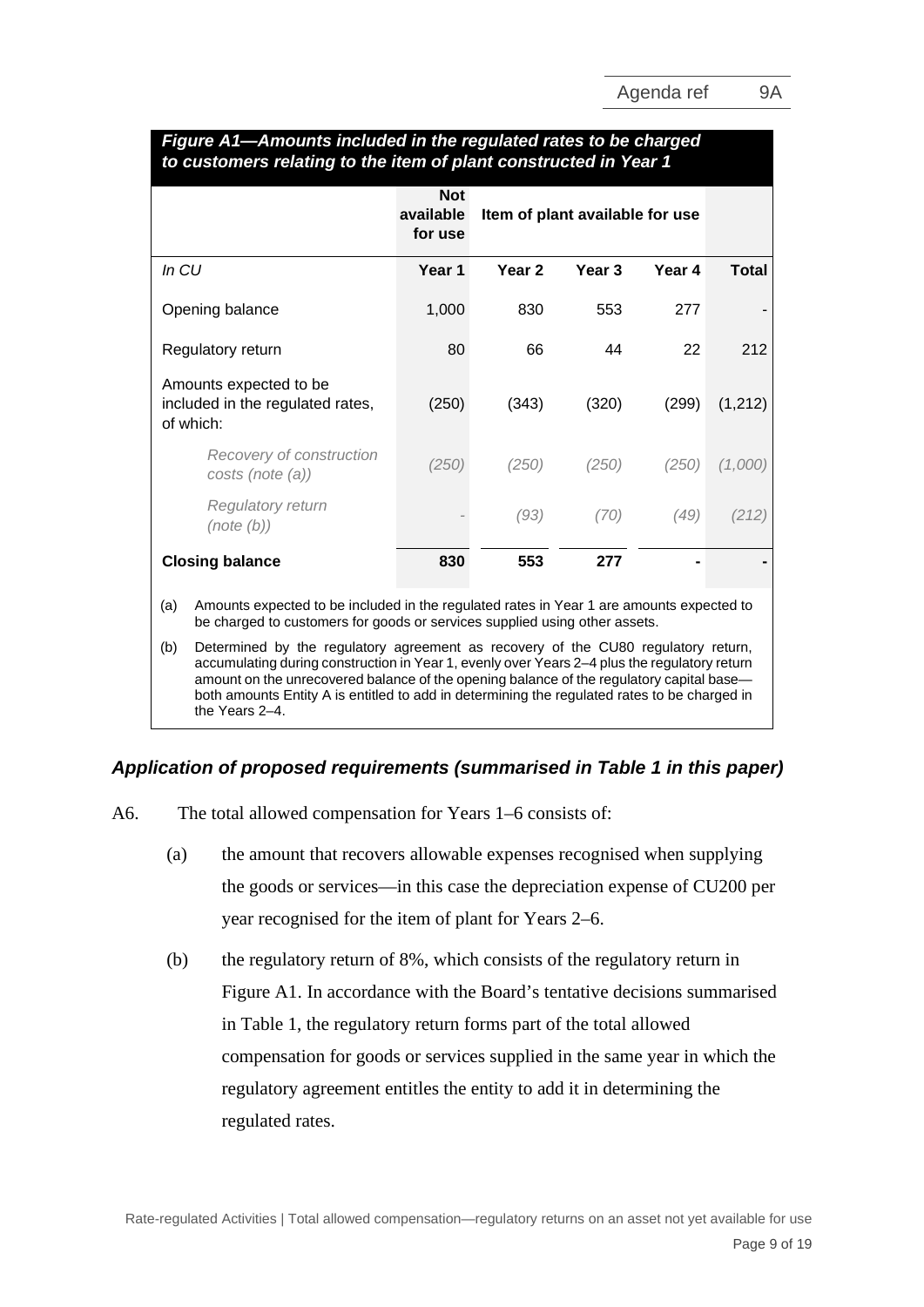***Figure A1—Amounts included in the regulated rates to be charged to customers relating to the item of plant constructed in Year 1***

| | Not available for use | Item of plant available for use | | | |
|---|---|---|---|---|---|
| *In CU* | **Year 1** | **Year 2** | **Year 3** | **Year 4** | **Total** |
| Opening balance | 1,000 | 830 | 553 | 277 | - |
| Regulatory return | 80 | 66 | 44 | 22 | 212 |
| Amounts expected to be included in the regulated rates, of which: | (250) | (343) | (320) | (299) | (1,212) |
| *Recovery of construction costs (note (a))* | *(250)* | *(250)* | *(250)* | *(250)* | *(1,000)* |
| *Regulatory return (note (b))* | *-* | *(93)* | *(70)* | *(49)* | *(212)* |
| **Closing balance** | **830** | **553** | **277** | **-** | **-** |

(a) Amounts expected to be included in the regulated rates in Year 1 are amounts expected to be charged to customers for goods or services supplied using other assets.

(b) Determined by the regulatory agreement as recovery of the CU80 regulatory return, accumulating during construction in Year 1, evenly over Years 2–4 plus the regulatory return amount on the unrecovered balance of the opening balance of the regulatory capital base—both amounts Entity A is entitled to add in determining the regulated rates to be charged in the Years 2–4.

### *Application of proposed requirements (summarised in Table 1 in this paper)*

A6. The total allowed compensation for Years 1–6 consists of:

(a) the amount that recovers allowable expenses recognised when supplying the goods or services—in this case the depreciation expense of CU200 per year recognised for the item of plant for Years 2–6.

(b) the regulatory return of 8%, which consists of the regulatory return in Figure A1. In accordance with the Board's tentative decisions summarised in Table 1, the regulatory return forms part of the total allowed compensation for goods or services supplied in the same year in which the regulatory agreement entitles the entity to add it in determining the regulated rates.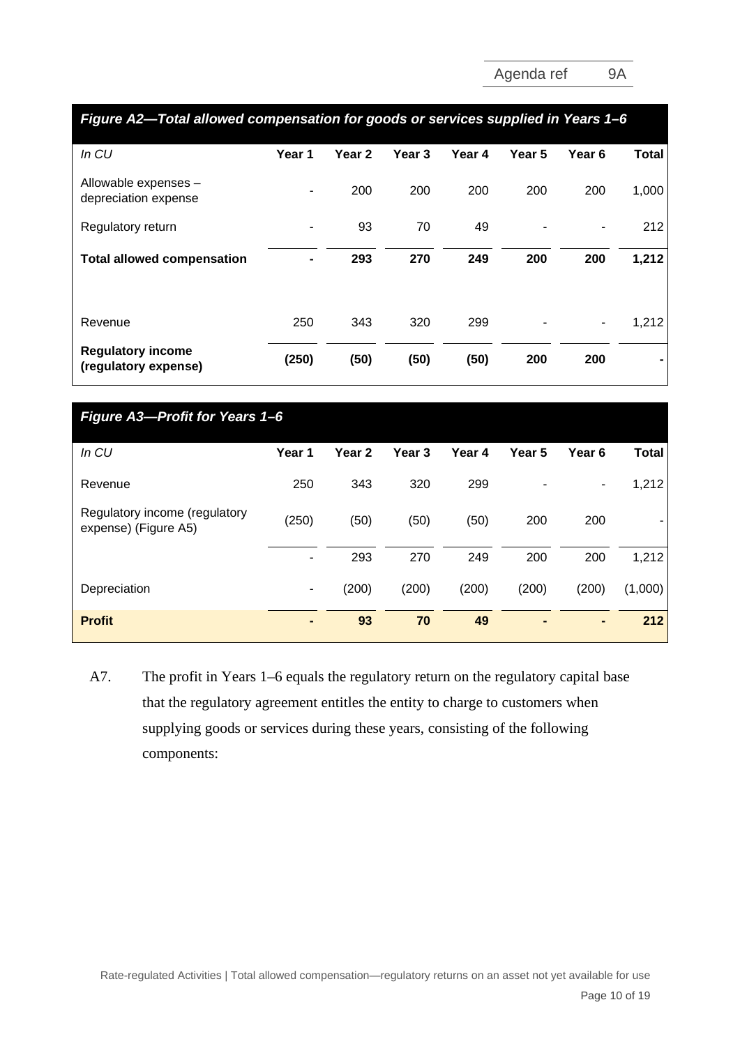| *Figure A2—Total allowed compensation for goods or services supplied in Years 1–6* | | | | | | | |
|---|---|---|---|---|---|---|---|
| *In CU* | **Year 1** | **Year 2** | **Year 3** | **Year 4** | **Year 5** | **Year 6** | **Total** |
| Allowable expenses – depreciation expense | - | 200 | 200 | 200 | 200 | 200 | 1,000 |
| Regulatory return | - | 93 | 70 | 49 | - | - | 212 |
| **Total allowed compensation** | **-** | **293** | **270** | **249** | **200** | **200** | **1,212** |
| | | | | | | | |
| Revenue | 250 | 343 | 320 | 299 | - | - | 1,212 |
| **Regulatory income (regulatory expense)** | **(250)** | **(50)** | **(50)** | **(50)** | **200** | **200** | **-** |

| *Figure A3—Profit for Years 1–6* | | | | | | | |
|---|---|---|---|---|---|---|---|
| *In CU* | **Year 1** | **Year 2** | **Year 3** | **Year 4** | **Year 5** | **Year 6** | **Total** |
| Revenue | 250 | 343 | 320 | 299 | - | - | 1,212 |
| Regulatory income (regulatory expense) (Figure A5) | (250) | (50) | (50) | (50) | 200 | 200 | - |
| | - | 293 | 270 | 249 | 200 | 200 | 1,212 |
| Depreciation | - | (200) | (200) | (200) | (200) | (200) | (1,000) |
| **Profit** | **-** | **93** | **70** | **49** | **-** | **-** | **212** |

A7. The profit in Years 1–6 equals the regulatory return on the regulatory capital base that the regulatory agreement entitles the entity to charge to customers when supplying goods or services during these years, consisting of the following components: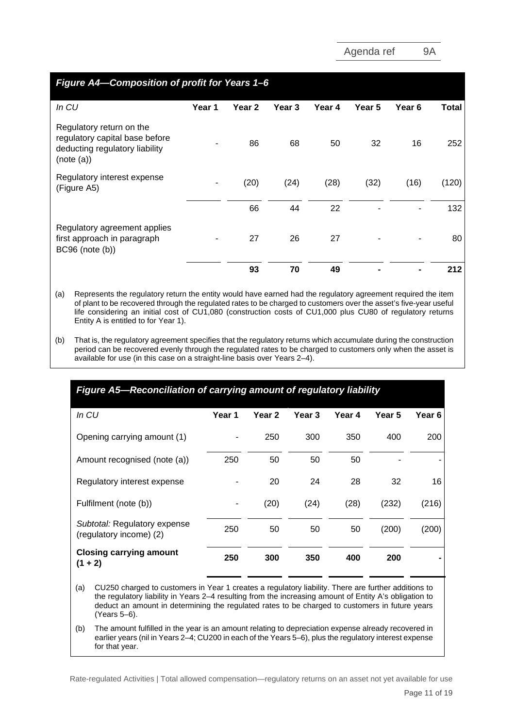*Figure A4—Composition of profit for Years 1–6*

| *In CU* | Year 1 | Year 2 | Year 3 | Year 4 | Year 5 | Year 6 | Total |
|---|---|---|---|---|---|---|---|
| Regulatory return on the regulatory capital base before deducting regulatory liability (note (a)) | - | 86 | 68 | 50 | 32 | 16 | 252 |
| Regulatory interest expense (Figure A5) | - | (20) | (24) | (28) | (32) | (16) | (120) |
| | | 66 | 44 | 22 | - | - | 132 |
| Regulatory agreement applies first approach in paragraph BC96 (note (b)) | - | 27 | 26 | 27 | - | - | 80 |
| | | **93** | **70** | **49** | **-** | **-** | **212** |

(a) Represents the regulatory return the entity would have earned had the regulatory agreement required the item of plant to be recovered through the regulated rates to be charged to customers over the asset's five-year useful life considering an initial cost of CU1,080 (construction costs of CU1,000 plus CU80 of regulatory returns Entity A is entitled to for Year 1).

(b) That is, the regulatory agreement specifies that the regulatory returns which accumulate during the construction period can be recovered evenly through the regulated rates to be charged to customers only when the asset is available for use (in this case on a straight-line basis over Years 2–4).

*Figure A5—Reconciliation of carrying amount of regulatory liability*

| *In CU* | Year 1 | Year 2 | Year 3 | Year 4 | Year 5 | Year 6 |
|---|---|---|---|---|---|---|
| Opening carrying amount (1) | - | 250 | 300 | 350 | 400 | 200 |
| Amount recognised (note (a)) | 250 | 50 | 50 | 50 | - | - |
| Regulatory interest expense | - | 20 | 24 | 28 | 32 | 16 |
| Fulfilment (note (b)) | - | (20) | (24) | (28) | (232) | (216) |
| *Subtotal:* Regulatory expense (regulatory income) (2) | 250 | 50 | 50 | 50 | (200) | (200) |
| **Closing carrying amount (1 + 2)** | **250** | **300** | **350** | **400** | **200** | **-** |

(a) CU250 charged to customers in Year 1 creates a regulatory liability. There are further additions to the regulatory liability in Years 2–4 resulting from the increasing amount of Entity A's obligation to deduct an amount in determining the regulated rates to be charged to customers in future years (Years 5–6).

(b) The amount fulfilled in the year is an amount relating to depreciation expense already recovered in earlier years (nil in Years 2–4; CU200 in each of the Years 5–6), plus the regulatory interest expense for that year.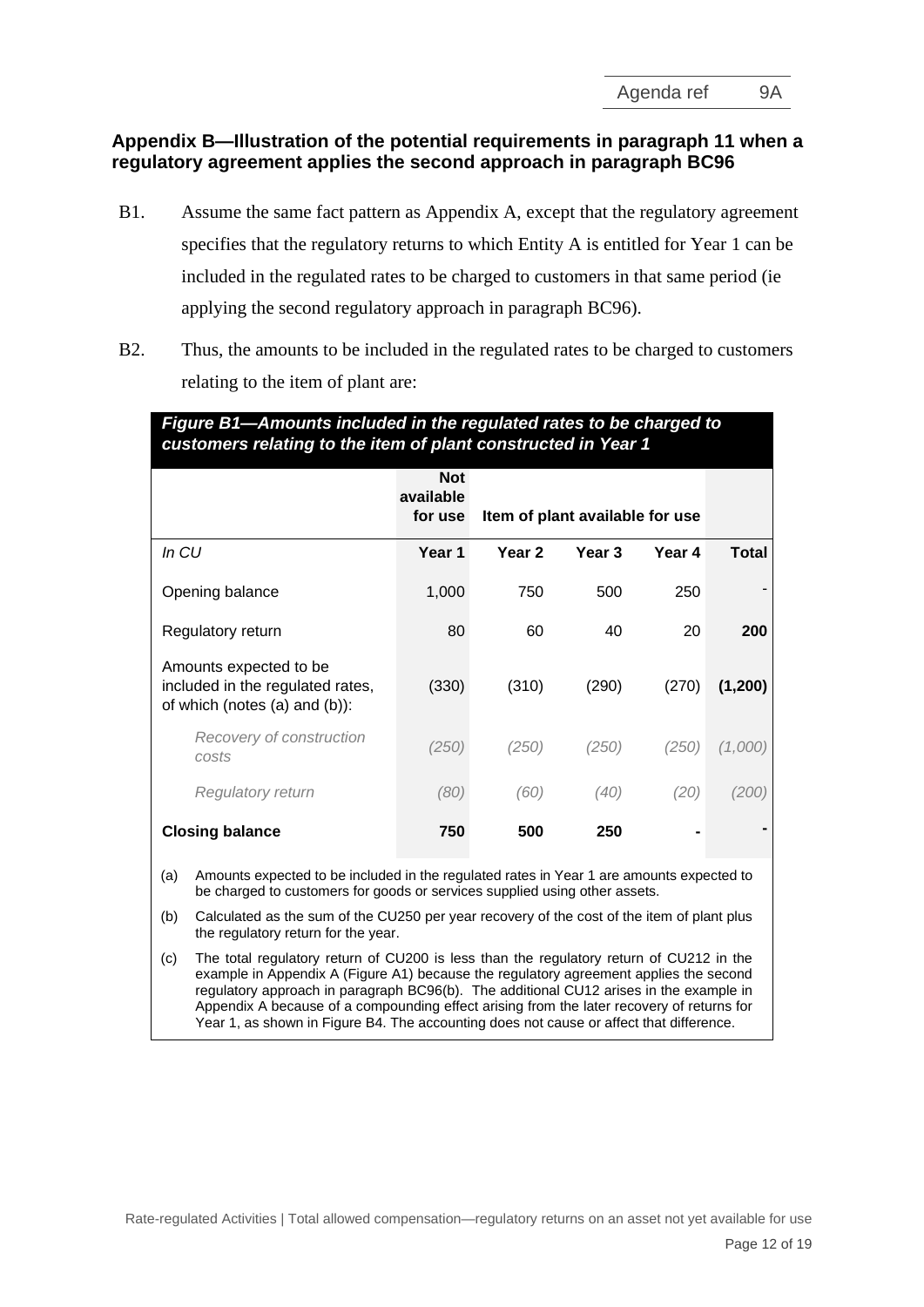## Appendix B—Illustration of the potential requirements in paragraph 11 when a regulatory agreement applies the second approach in paragraph BC96

B1. Assume the same fact pattern as Appendix A, except that the regulatory agreement specifies that the regulatory returns to which Entity A is entitled for Year 1 can be included in the regulated rates to be charged to customers in that same period (ie applying the second regulatory approach in paragraph BC96).

B2. Thus, the amounts to be included in the regulated rates to be charged to customers relating to the item of plant are:

***Figure B1—Amounts included in the regulated rates to be charged to customers relating to the item of plant constructed in Year 1***

| | **Not available for use** | **Item of plant available for use** | | | |
|---|---|---|---|---|---|
| *In CU* | **Year 1** | **Year 2** | **Year 3** | **Year 4** | **Total** |
| Opening balance | 1,000 | 750 | 500 | 250 | - |
| Regulatory return | 80 | 60 | 40 | 20 | **200** |
| Amounts expected to be included in the regulated rates, of which (notes (a) and (b)): | (330) | (310) | (290) | (270) | **(1,200)** |
| *Recovery of construction costs* | *(250)* | *(250)* | *(250)* | *(250)* | *(1,000)* |
| *Regulatory return* | *(80)* | *(60)* | *(40)* | *(20)* | *(200)* |
| **Closing balance** | **750** | **500** | **250** | **-** | **-** |

(a) Amounts expected to be included in the regulated rates in Year 1 are amounts expected to be charged to customers for goods or services supplied using other assets.

(b) Calculated as the sum of the CU250 per year recovery of the cost of the item of plant plus the regulatory return for the year.

(c) The total regulatory return of CU200 is less than the regulatory return of CU212 in the example in Appendix A (Figure A1) because the regulatory agreement applies the second regulatory approach in paragraph BC96(b). The additional CU12 arises in the example in Appendix A because of a compounding effect arising from the later recovery of returns for Year 1, as shown in Figure B4. The accounting does not cause or affect that difference.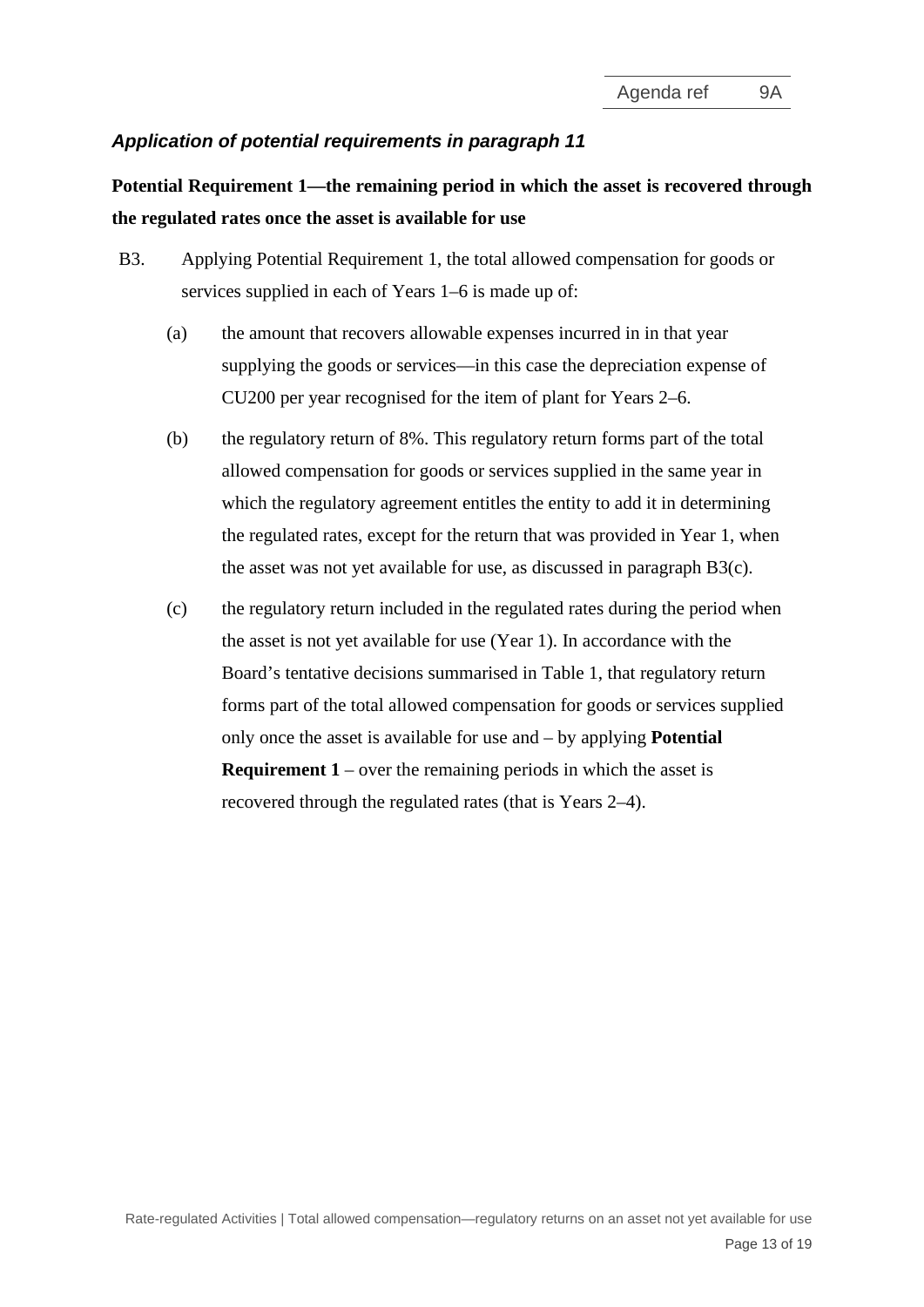### *Application of potential requirements in paragraph 11*

**Potential Requirement 1—the remaining period in which the asset is recovered through the regulated rates once the asset is available for use**

B3. Applying Potential Requirement 1, the total allowed compensation for goods or services supplied in each of Years 1–6 is made up of:

(a) the amount that recovers allowable expenses incurred in in that year supplying the goods or services—in this case the depreciation expense of CU200 per year recognised for the item of plant for Years 2–6.

(b) the regulatory return of 8%. This regulatory return forms part of the total allowed compensation for goods or services supplied in the same year in which the regulatory agreement entitles the entity to add it in determining the regulated rates, except for the return that was provided in Year 1, when the asset was not yet available for use, as discussed in paragraph B3(c).

(c) the regulatory return included in the regulated rates during the period when the asset is not yet available for use (Year 1). In accordance with the Board's tentative decisions summarised in Table 1, that regulatory return forms part of the total allowed compensation for goods or services supplied only once the asset is available for use and – by applying **Potential Requirement 1** – over the remaining periods in which the asset is recovered through the regulated rates (that is Years 2–4).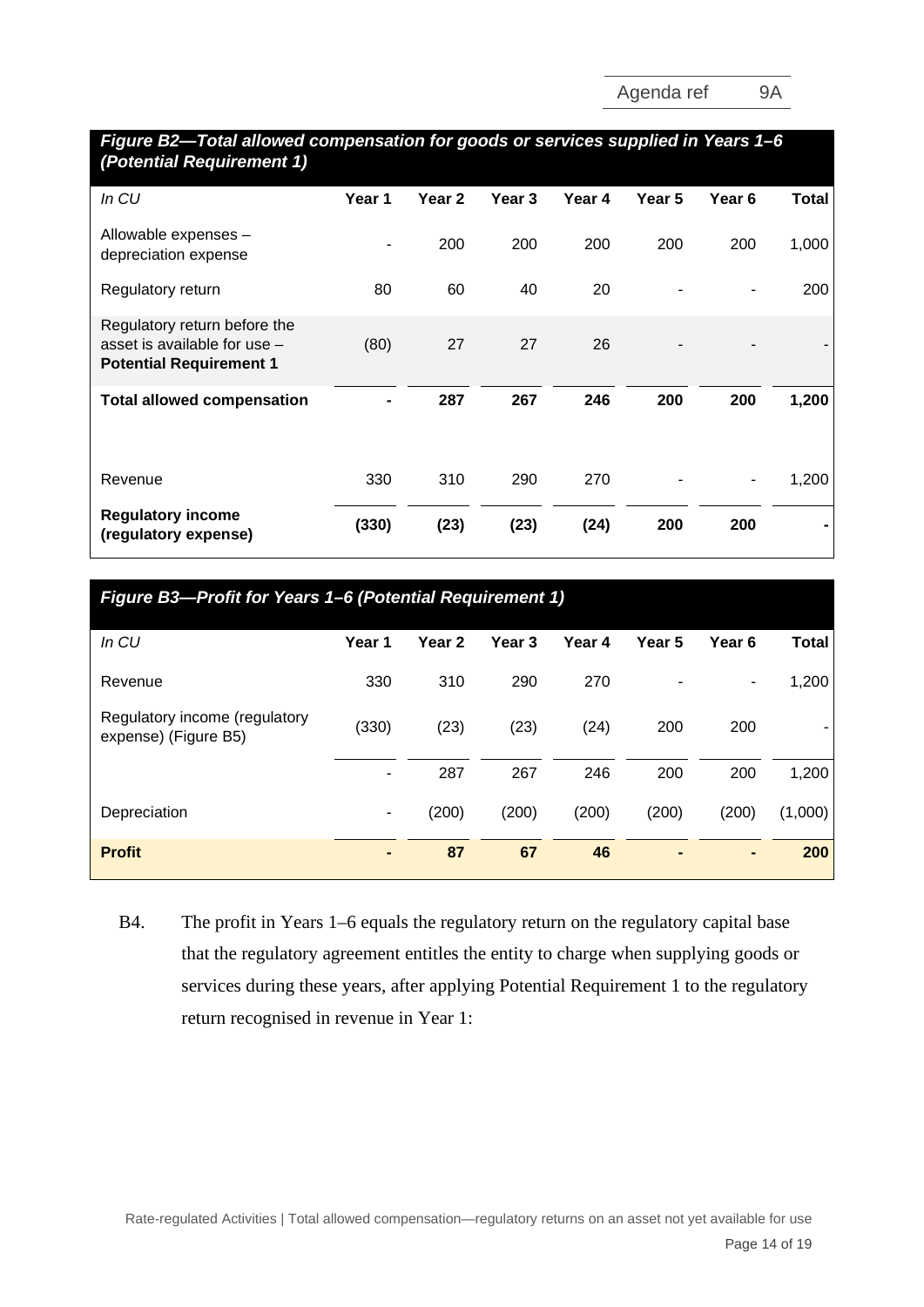***Figure B2—Total allowed compensation for goods or services supplied in Years 1–6 (Potential Requirement 1)***

| *In CU* | Year 1 | Year 2 | Year 3 | Year 4 | Year 5 | Year 6 | Total |
|---|---|---|---|---|---|---|---|
| Allowable expenses – depreciation expense | - | 200 | 200 | 200 | 200 | 200 | 1,000 |
| Regulatory return | 80 | 60 | 40 | 20 | - | - | 200 |
| Regulatory return before the asset is available for use – **Potential Requirement 1** | (80) | 27 | 27 | 26 | - | - | - |
| **Total allowed compensation** | **-** | **287** | **267** | **246** | **200** | **200** | **1,200** |
| | | | | | | | |
| Revenue | 330 | 310 | 290 | 270 | - | - | 1,200 |
| **Regulatory income (regulatory expense)** | **(330)** | **(23)** | **(23)** | **(24)** | **200** | **200** | **-** |

***Figure B3—Profit for Years 1–6 (Potential Requirement 1)***

| *In CU* | Year 1 | Year 2 | Year 3 | Year 4 | Year 5 | Year 6 | Total |
|---|---|---|---|---|---|---|---|
| Revenue | 330 | 310 | 290 | 270 | - | - | 1,200 |
| Regulatory income (regulatory expense) (Figure B5) | (330) | (23) | (23) | (24) | 200 | 200 | - |
| | - | 287 | 267 | 246 | 200 | 200 | 1,200 |
| Depreciation | - | (200) | (200) | (200) | (200) | (200) | (1,000) |
| **Profit** | **-** | **87** | **67** | **46** | **-** | **-** | **200** |

B4. The profit in Years 1–6 equals the regulatory return on the regulatory capital base that the regulatory agreement entitles the entity to charge when supplying goods or services during these years, after applying Potential Requirement 1 to the regulatory return recognised in revenue in Year 1: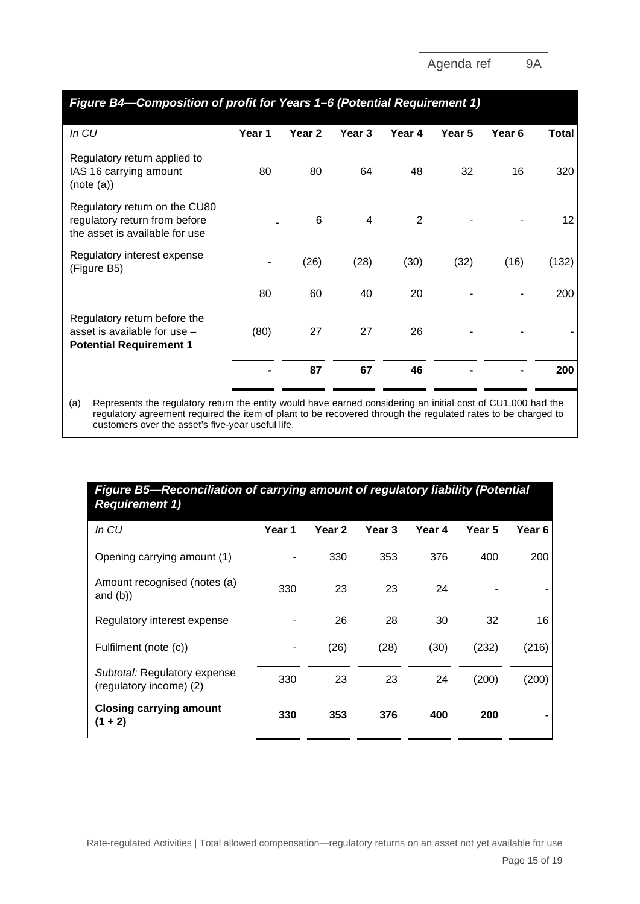### *Figure B4—Composition of profit for Years 1–6 (Potential Requirement 1)*

| *In CU* | Year 1 | Year 2 | Year 3 | Year 4 | Year 5 | Year 6 | Total |
|---|---|---|---|---|---|---|---|
| Regulatory return applied to IAS 16 carrying amount (note (a)) | 80 | 80 | 64 | 48 | 32 | 16 | 320 |
| Regulatory return on the CU80 regulatory return from before the asset is available for use | - | 6 | 4 | 2 | - | - | 12 |
| Regulatory interest expense (Figure B5) | - | (26) | (28) | (30) | (32) | (16) | (132) |
| | 80 | 60 | 40 | 20 | - | - | 200 |
| Regulatory return before the asset is available for use – **Potential Requirement 1** | (80) | 27 | 27 | 26 | - | - | - |
| | **-** | **87** | **67** | **46** | **-** | **-** | **200** |

(a) Represents the regulatory return the entity would have earned considering an initial cost of CU1,000 had the regulatory agreement required the item of plant to be recovered through the regulated rates to be charged to customers over the asset's five-year useful life.

### *Figure B5—Reconciliation of carrying amount of regulatory liability (Potential Requirement 1)*

| *In CU* | Year 1 | Year 2 | Year 3 | Year 4 | Year 5 | Year 6 |
|---|---|---|---|---|---|---|
| Opening carrying amount (1) | - | 330 | 353 | 376 | 400 | 200 |
| Amount recognised (notes (a) and (b)) | 330 | 23 | 23 | 24 | - | - |
| Regulatory interest expense | - | 26 | 28 | 30 | 32 | 16 |
| Fulfilment (note (c)) | - | (26) | (28) | (30) | (232) | (216) |
| *Subtotal:* Regulatory expense (regulatory income) (2) | 330 | 23 | 23 | 24 | (200) | (200) |
| **Closing carrying amount (1 + 2)** | **330** | **353** | **376** | **400** | **200** | **-** |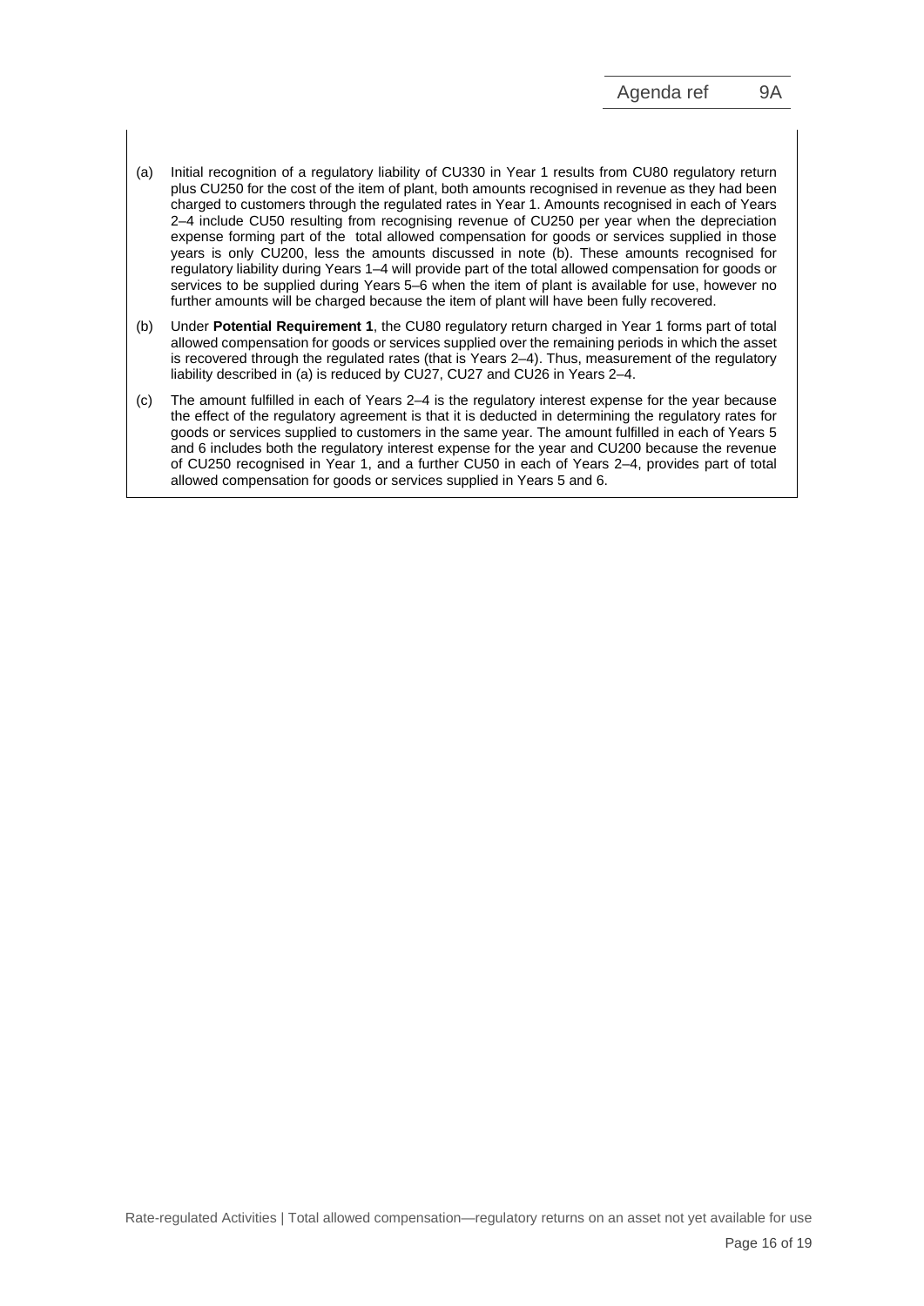(a) Initial recognition of a regulatory liability of CU330 in Year 1 results from CU80 regulatory return plus CU250 for the cost of the item of plant, both amounts recognised in revenue as they had been charged to customers through the regulated rates in Year 1. Amounts recognised in each of Years 2–4 include CU50 resulting from recognising revenue of CU250 per year when the depreciation expense forming part of the total allowed compensation for goods or services supplied in those years is only CU200, less the amounts discussed in note (b). These amounts recognised for regulatory liability during Years 1–4 will provide part of the total allowed compensation for goods or services to be supplied during Years 5–6 when the item of plant is available for use, however no further amounts will be charged because the item of plant will have been fully recovered.

(b) Under **Potential Requirement 1**, the CU80 regulatory return charged in Year 1 forms part of total allowed compensation for goods or services supplied over the remaining periods in which the asset is recovered through the regulated rates (that is Years 2–4). Thus, measurement of the regulatory liability described in (a) is reduced by CU27, CU27 and CU26 in Years 2–4.

(c) The amount fulfilled in each of Years 2–4 is the regulatory interest expense for the year because the effect of the regulatory agreement is that it is deducted in determining the regulatory rates for goods or services supplied to customers in the same year. The amount fulfilled in each of Years 5 and 6 includes both the regulatory interest expense for the year and CU200 because the revenue of CU250 recognised in Year 1, and a further CU50 in each of Years 2–4, provides part of total allowed compensation for goods or services supplied in Years 5 and 6.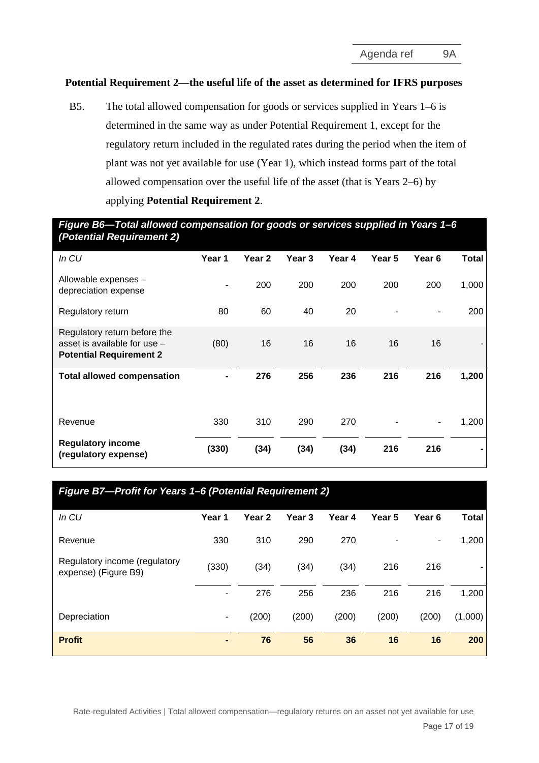**Potential Requirement 2—the useful life of the asset as determined for IFRS purposes**

B5. The total allowed compensation for goods or services supplied in Years 1–6 is determined in the same way as under Potential Requirement 1, except for the regulatory return included in the regulated rates during the period when the item of plant was not yet available for use (Year 1), which instead forms part of the total allowed compensation over the useful life of the asset (that is Years 2–6) by applying **Potential Requirement 2**.

***Figure B6—Total allowed compensation for goods or services supplied in Years 1–6 (Potential Requirement 2)***

| *In CU* | Year 1 | Year 2 | Year 3 | Year 4 | Year 5 | Year 6 | Total |
|---|---|---|---|---|---|---|---|
| Allowable expenses – depreciation expense | - | 200 | 200 | 200 | 200 | 200 | 1,000 |
| Regulatory return | 80 | 60 | 40 | 20 | - | - | 200 |
| Regulatory return before the asset is available for use – **Potential Requirement 2** | (80) | 16 | 16 | 16 | 16 | 16 | - |
| **Total allowed compensation** | **-** | **276** | **256** | **236** | **216** | **216** | **1,200** |
| Revenue | 330 | 310 | 290 | 270 | - | - | 1,200 |
| **Regulatory income (regulatory expense)** | **(330)** | **(34)** | **(34)** | **(34)** | **216** | **216** | **-** |

***Figure B7—Profit for Years 1–6 (Potential Requirement 2)***

| *In CU* | Year 1 | Year 2 | Year 3 | Year 4 | Year 5 | Year 6 | Total |
|---|---|---|---|---|---|---|---|
| Revenue | 330 | 310 | 290 | 270 | - | - | 1,200 |
| Regulatory income (regulatory expense) (Figure B9) | (330) | (34) | (34) | (34) | 216 | 216 | - |
| | - | 276 | 256 | 236 | 216 | 216 | 1,200 |
| Depreciation | - | (200) | (200) | (200) | (200) | (200) | (1,000) |
| **Profit** | **-** | **76** | **56** | **36** | **16** | **16** | **200** |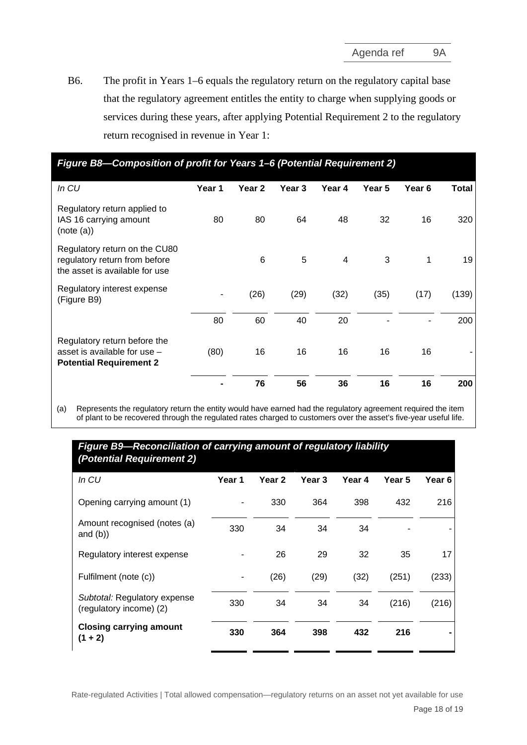B6. The profit in Years 1–6 equals the regulatory return on the regulatory capital base that the regulatory agreement entitles the entity to charge when supplying goods or services during these years, after applying Potential Requirement 2 to the regulatory return recognised in revenue in Year 1:

***Figure B8—Composition of profit for Years 1–6 (Potential Requirement 2)***

| *In CU* | Year 1 | Year 2 | Year 3 | Year 4 | Year 5 | Year 6 | Total |
|---|---|---|---|---|---|---|---|
| Regulatory return applied to IAS 16 carrying amount (note (a)) | 80 | 80 | 64 | 48 | 32 | 16 | 320 |
| Regulatory return on the CU80 regulatory return from before the asset is available for use | | 6 | 5 | 4 | 3 | 1 | 19 |
| Regulatory interest expense (Figure B9) | - | (26) | (29) | (32) | (35) | (17) | (139) |
| | 80 | 60 | 40 | 20 | - | - | 200 |
| Regulatory return before the asset is available for use – **Potential Requirement 2** | (80) | 16 | 16 | 16 | 16 | 16 | - |
| | **-** | **76** | **56** | **36** | **16** | **16** | **200** |

(a) Represents the regulatory return the entity would have earned had the regulatory agreement required the item of plant to be recovered through the regulated rates charged to customers over the asset's five-year useful life.

***Figure B9—Reconciliation of carrying amount of regulatory liability (Potential Requirement 2)***

| *In CU* | Year 1 | Year 2 | Year 3 | Year 4 | Year 5 | Year 6 |
|---|---|---|---|---|---|---|
| Opening carrying amount (1) | - | 330 | 364 | 398 | 432 | 216 |
| Amount recognised (notes (a) and (b)) | 330 | 34 | 34 | 34 | - | - |
| Regulatory interest expense | - | 26 | 29 | 32 | 35 | 17 |
| Fulfilment (note (c)) | - | (26) | (29) | (32) | (251) | (233) |
| *Subtotal:* Regulatory expense (regulatory income) (2) | 330 | 34 | 34 | 34 | (216) | (216) |
| **Closing carrying amount (1 + 2)** | **330** | **364** | **398** | **432** | **216** | **-** |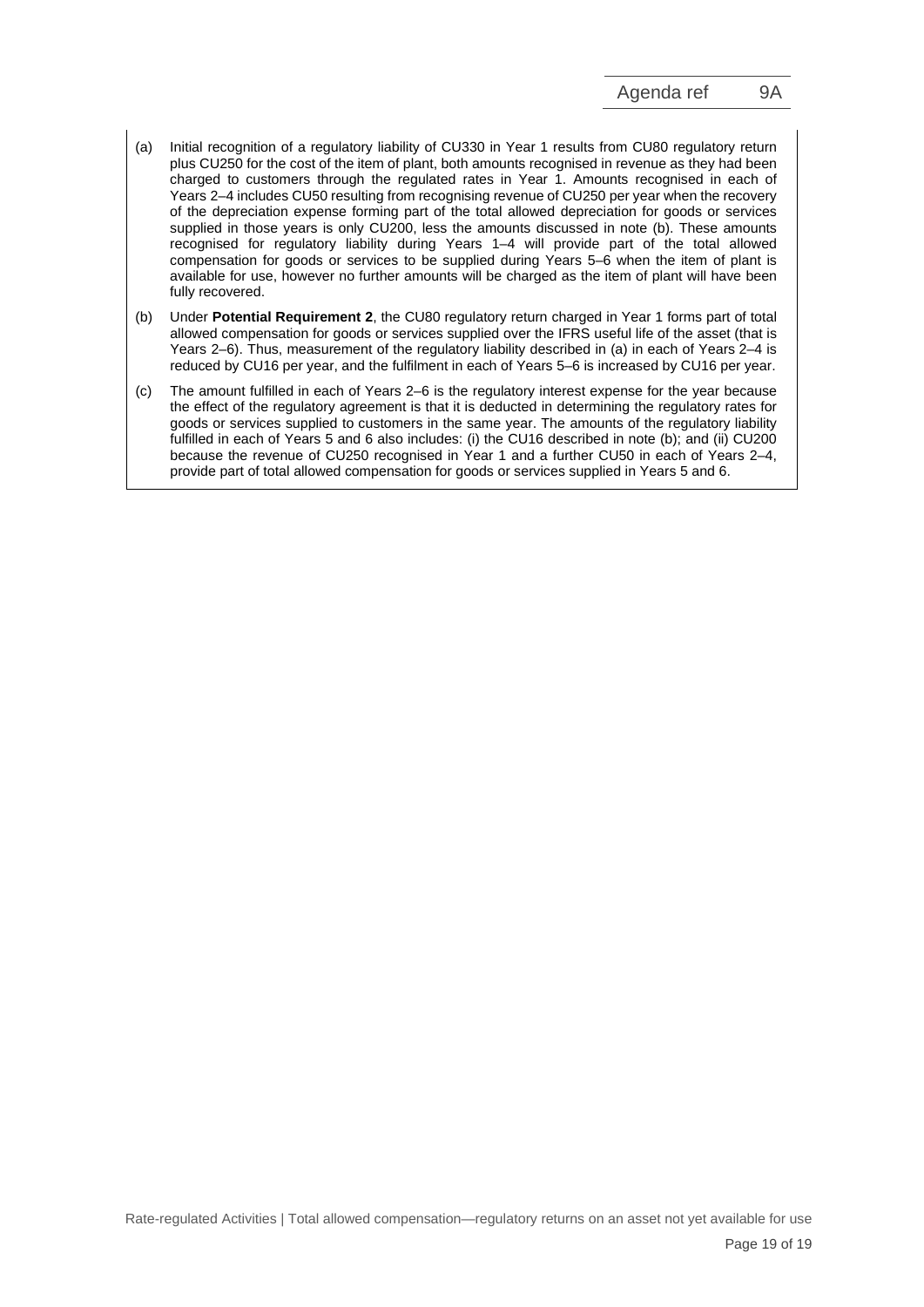(a) Initial recognition of a regulatory liability of CU330 in Year 1 results from CU80 regulatory return plus CU250 for the cost of the item of plant, both amounts recognised in revenue as they had been charged to customers through the regulated rates in Year 1. Amounts recognised in each of Years 2–4 includes CU50 resulting from recognising revenue of CU250 per year when the recovery of the depreciation expense forming part of the total allowed depreciation for goods or services supplied in those years is only CU200, less the amounts discussed in note (b). These amounts recognised for regulatory liability during Years 1–4 will provide part of the total allowed compensation for goods or services to be supplied during Years 5–6 when the item of plant is available for use, however no further amounts will be charged as the item of plant will have been fully recovered.

(b) Under **Potential Requirement 2**, the CU80 regulatory return charged in Year 1 forms part of total allowed compensation for goods or services supplied over the IFRS useful life of the asset (that is Years 2–6). Thus, measurement of the regulatory liability described in (a) in each of Years 2–4 is reduced by CU16 per year, and the fulfilment in each of Years 5–6 is increased by CU16 per year.

(c) The amount fulfilled in each of Years 2–6 is the regulatory interest expense for the year because the effect of the regulatory agreement is that it is deducted in determining the regulatory rates for goods or services supplied to customers in the same year. The amounts of the regulatory liability fulfilled in each of Years 5 and 6 also includes: (i) the CU16 described in note (b); and (ii) CU200 because the revenue of CU250 recognised in Year 1 and a further CU50 in each of Years 2–4, provide part of total allowed compensation for goods or services supplied in Years 5 and 6.